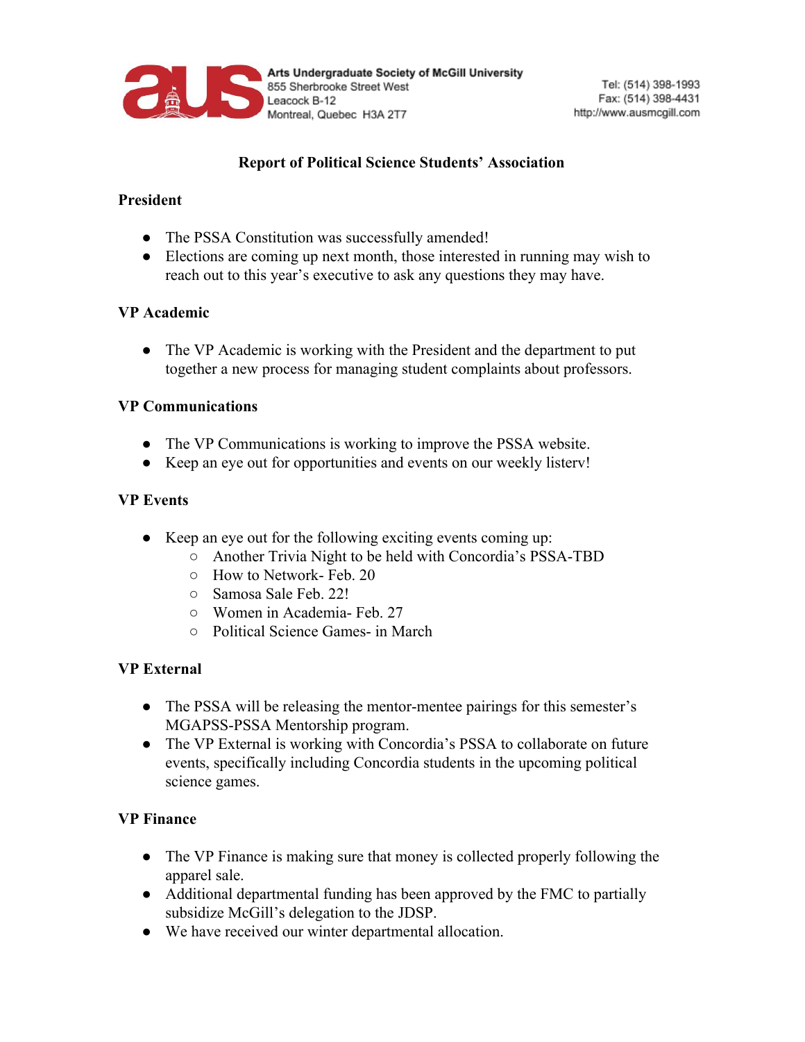Arts Undergraduate Society of McGill University
855 Sherbrooke Street West
Leacock B-12
Montreal, Quebec H3A 2T7

Tel: (514) 398-1993
Fax: (514) 398-4431
http://www.ausmcgill.com

# Report of Political Science Students' Association

## President

- The PSSA Constitution was successfully amended!
- Elections are coming up next month, those interested in running may wish to reach out to this year's executive to ask any questions they may have.

## VP Academic

- The VP Academic is working with the President and the department to put together a new process for managing student complaints about professors.

## VP Communications

- The VP Communications is working to improve the PSSA website.
- Keep an eye out for opportunities and events on our weekly listerv!

## VP Events

- Keep an eye out for the following exciting events coming up:
    - Another Trivia Night to be held with Concordia's PSSA-TBD
    - How to Network- Feb. 20
    - Samosa Sale Feb. 22!
    - Women in Academia- Feb. 27
    - Political Science Games- in March

## VP External

- The PSSA will be releasing the mentor-mentee pairings for this semester's MGAPSS-PSSA Mentorship program.
- The VP External is working with Concordia's PSSA to collaborate on future events, specifically including Concordia students in the upcoming political science games.

## VP Finance

- The VP Finance is making sure that money is collected properly following the apparel sale.
- Additional departmental funding has been approved by the FMC to partially subsidize McGill's delegation to the JDSP.
- We have received our winter departmental allocation.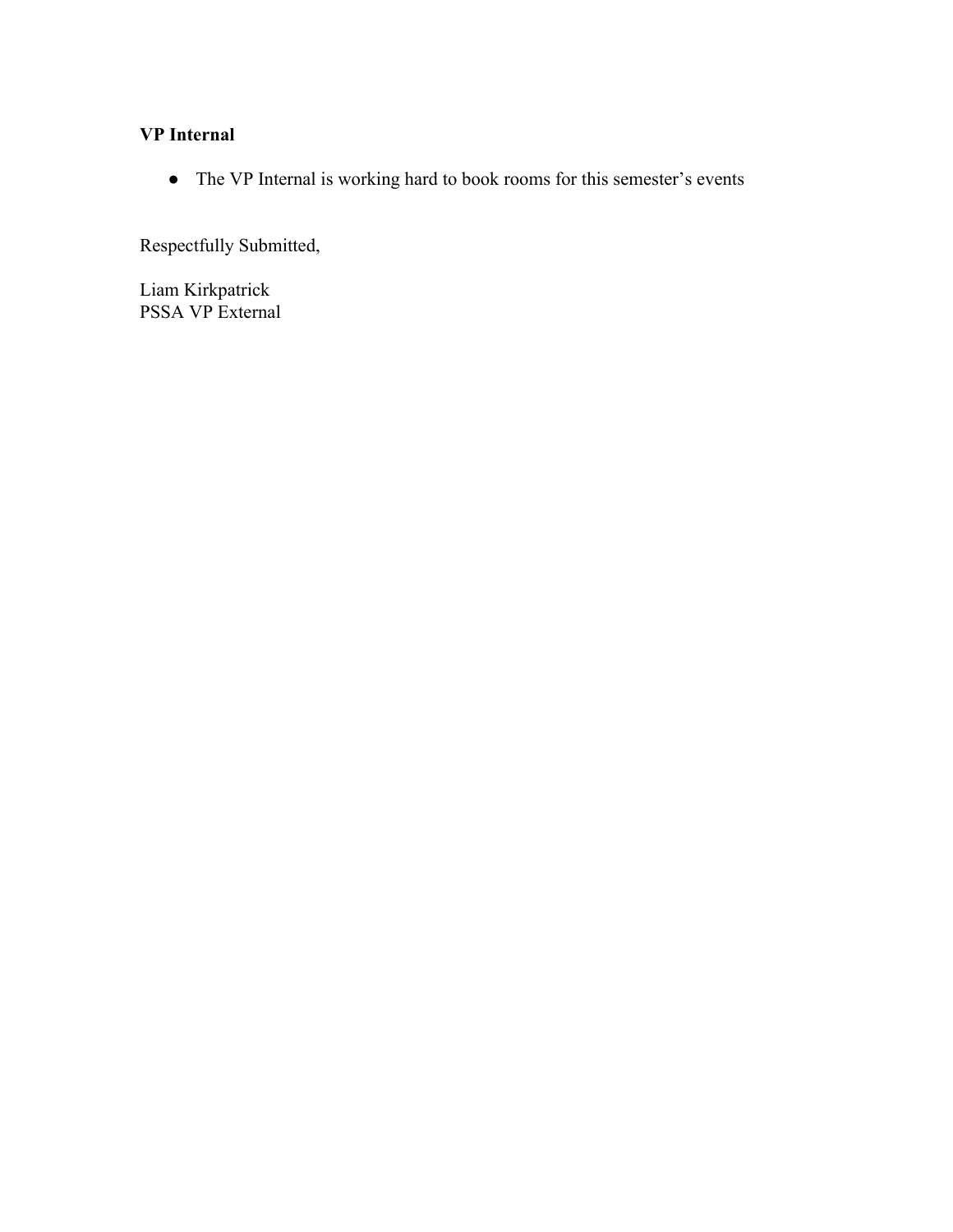**VP Internal**

- The VP Internal is working hard to book rooms for this semester's events

Respectfully Submitted,

Liam Kirkpatrick
PSSA VP External